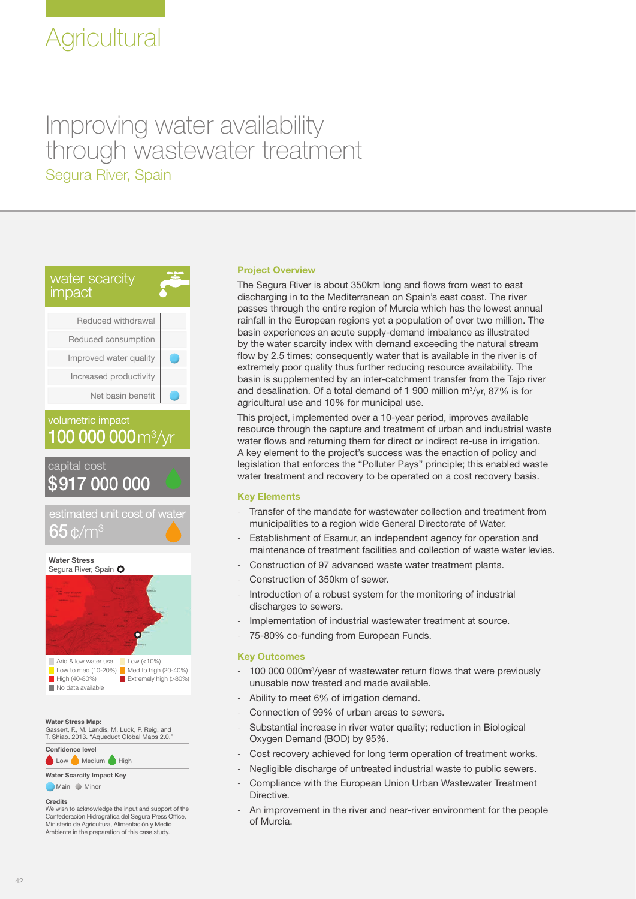# Agricultural

## Improving water availability through wastewater treatment

### Segura River, Spain

**water scarcity impact**

| Impact | |
|---|---|
| Reduced withdrawal | |
| Reduced consumption | |
| Improved water quality | Main |
| Increased productivity | |
| Net basin benefit | Main |

**volumetric impact**
100 000 000 $m^3$/yr

**capital cost**
$917 000 000

**estimated unit cost of water**
65 ¢/$m^3$

**Water Stress**
Segura River, Spain

Arid & low water use · Low (<10%) · Low to med (10-20%) · Med to high (20-40%) · High (40-80%) · Extremely high (>80%) · No data available

**Water Stress Map:**
Gassert, F., M. Landis, M. Luck, P. Reig, and T. Shiao. 2013. "Aqueduct Global Maps 2.0."

**Confidence level**
Low · Medium · High

**Water Scarcity Impact Key**
Main · Minor

**Credits**
We wish to acknowledge the input and support of the Confederación Hidrográfica del Segura Press Office, Ministerio de Agricultura, Alimentación y Medio Ambiente in the preparation of this case study.

#### Project Overview

The Segura River is about 350km long and flows from west to east discharging in to the Mediterranean on Spain's east coast. The river passes through the entire region of Murcia which has the lowest annual rainfall in the European regions yet a population of over two million. The basin experiences an acute supply-demand imbalance as illustrated by the water scarcity index with demand exceeding the natural stream flow by 2.5 times; consequently water that is available in the river is of extremely poor quality thus further reducing resource availability. The basin is supplemented by an inter-catchment transfer from the Tajo river and desalination. Of a total demand of 1 900 million $m^3$/yr, 87% is for agricultural use and 10% for municipal use.

This project, implemented over a 10-year period, improves available resource through the capture and treatment of urban and industrial waste water flows and returning them for direct or indirect re-use in irrigation. A key element to the project's success was the enaction of policy and legislation that enforces the "Polluter Pays" principle; this enabled waste water treatment and recovery to be operated on a cost recovery basis.

#### Key Elements

- Transfer of the mandate for wastewater collection and treatment from municipalities to a region wide General Directorate of Water.
- Establishment of Esamur, an independent agency for operation and maintenance of treatment facilities and collection of waste water levies.
- Construction of 97 advanced waste water treatment plants.
- Construction of 350km of sewer.
- Introduction of a robust system for the monitoring of industrial discharges to sewers.
- Implementation of industrial wastewater treatment at source.
- 75-80% co-funding from European Funds.

#### Key Outcomes

- 100 000 000$m^3$/year of wastewater return flows that were previously unusable now treated and made available.
- Ability to meet 6% of irrigation demand.
- Connection of 99% of urban areas to sewers.
- Substantial increase in river water quality; reduction in Biological Oxygen Demand (BOD) by 95%.
- Cost recovery achieved for long term operation of treatment works.
- Negligible discharge of untreated industrial waste to public sewers.
- Compliance with the European Union Urban Wastewater Treatment Directive.
- An improvement in the river and near-river environment for the people of Murcia.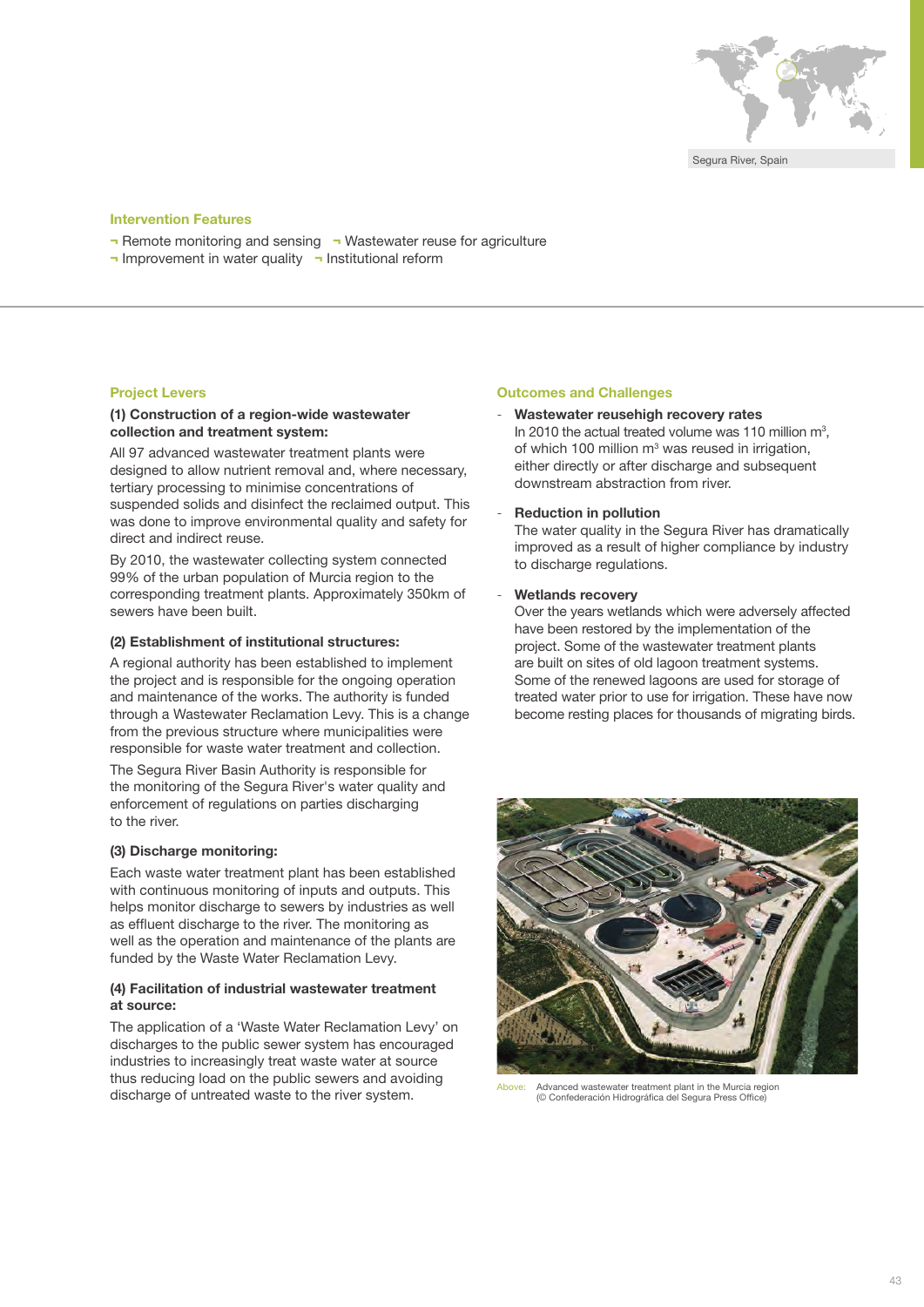Segura River, Spain

### Intervention Features

- Remote monitoring and sensing
- Wastewater reuse for agriculture
- Improvement in water quality
- Institutional reform

### Project Levers

**(1) Construction of a region-wide wastewater collection and treatment system:**

All 97 advanced wastewater treatment plants were designed to allow nutrient removal and, where necessary, tertiary processing to minimise concentrations of suspended solids and disinfect the reclaimed output. This was done to improve environmental quality and safety for direct and indirect reuse.

By 2010, the wastewater collecting system connected 99% of the urban population of Murcia region to the corresponding treatment plants. Approximately 350km of sewers have been built.

**(2) Establishment of institutional structures:**

A regional authority has been established to implement the project and is responsible for the ongoing operation and maintenance of the works. The authority is funded through a Wastewater Reclamation Levy. This is a change from the previous structure where municipalities were responsible for waste water treatment and collection.

The Segura River Basin Authority is responsible for the monitoring of the Segura River's water quality and enforcement of regulations on parties discharging to the river.

**(3) Discharge monitoring:**

Each waste water treatment plant has been established with continuous monitoring of inputs and outputs. This helps monitor discharge to sewers by industries as well as effluent discharge to the river. The monitoring as well as the operation and maintenance of the plants are funded by the Waste Water Reclamation Levy.

**(4) Facilitation of industrial wastewater treatment at source:**

The application of a 'Waste Water Reclamation Levy' on discharges to the public sewer system has encouraged industries to increasingly treat waste water at source thus reducing load on the public sewers and avoiding discharge of untreated waste to the river system.

### Outcomes and Challenges

- **Wastewater reusehigh recovery rates**
  In 2010 the actual treated volume was 110 million $m^3$, of which 100 million $m^3$ was reused in irrigation, either directly or after discharge and subsequent downstream abstraction from river.

- **Reduction in pollution**
  The water quality in the Segura River has dramatically improved as a result of higher compliance by industry to discharge regulations.

- **Wetlands recovery**
  Over the years wetlands which were adversely affected have been restored by the implementation of the project. Some of the wastewater treatment plants are built on sites of old lagoon treatment systems. Some of the renewed lagoons are used for storage of treated water prior to use for irrigation. These have now become resting places for thousands of migrating birds.

Above: Advanced wastewater treatment plant in the Murcia region (© Confederación Hidrográfica del Segura Press Office)